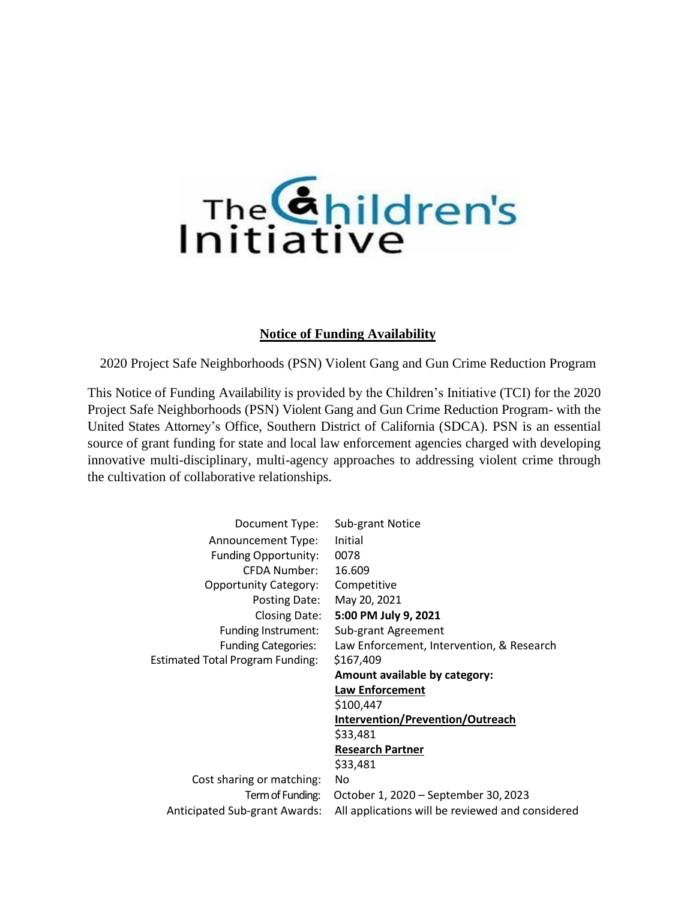The Children's Initiative

## Notice of Funding Availability

2020 Project Safe Neighborhoods (PSN) Violent Gang and Gun Crime Reduction Program

This Notice of Funding Availability is provided by the Children's Initiative (TCI) for the 2020 Project Safe Neighborhoods (PSN) Violent Gang and Gun Crime Reduction Program- with the United States Attorney's Office, Southern District of California (SDCA). PSN is an essential source of grant funding for state and local law enforcement agencies charged with developing innovative multi-disciplinary, multi-agency approaches to addressing violent crime through the cultivation of collaborative relationships.

| | |
|---|---|
| Document Type: | Sub-grant Notice |
| Announcement Type: | Initial |
| Funding Opportunity: | 0078 |
| CFDA Number: | 16.609 |
| Opportunity Category: | Competitive |
| Posting Date: | May 20, 2021 |
| Closing Date: | **5:00 PM July 9, 2021** |
| Funding Instrument: | Sub-grant Agreement |
| Funding Categories: | Law Enforcement, Intervention, & Research |
| Estimated Total Program Funding: | $167,409 |
| | **Amount available by category:** |
| | **Law Enforcement** |
| | $100,447 |
| | **Intervention/Prevention/Outreach** |
| | $33,481 |
| | **Research Partner** |
| | $33,481 |
| Cost sharing or matching: | No |
| Term of Funding: | October 1, 2020 – September 30, 2023 |
| Anticipated Sub-grant Awards: | All applications will be reviewed and considered |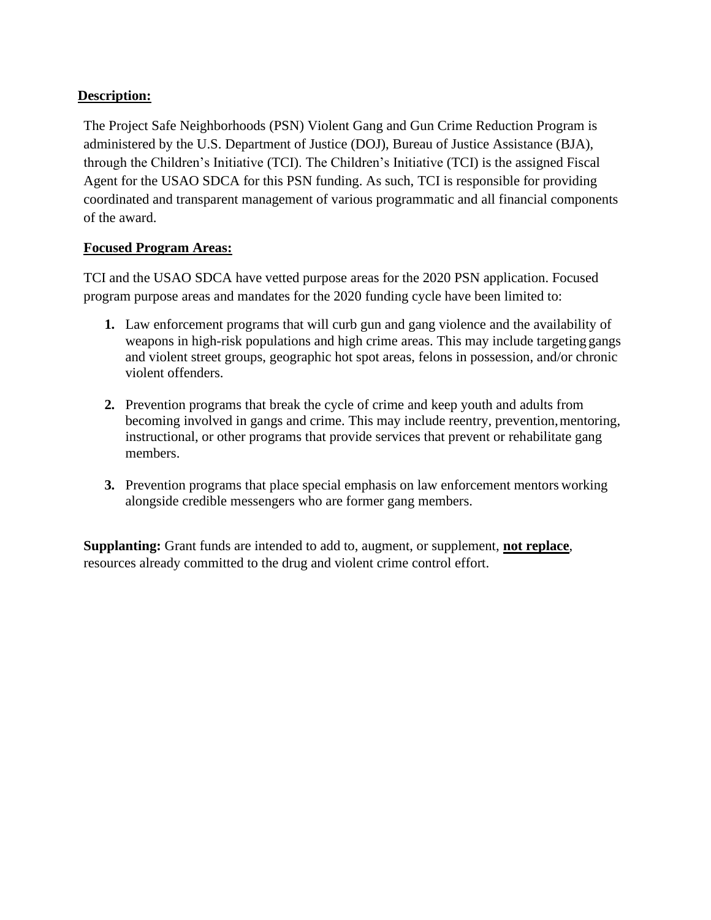**Description:**

The Project Safe Neighborhoods (PSN) Violent Gang and Gun Crime Reduction Program is administered by the U.S. Department of Justice (DOJ), Bureau of Justice Assistance (BJA), through the Children's Initiative (TCI). The Children's Initiative (TCI) is the assigned Fiscal Agent for the USAO SDCA for this PSN funding. As such, TCI is responsible for providing coordinated and transparent management of various programmatic and all financial components of the award.

**Focused Program Areas:**

TCI and the USAO SDCA have vetted purpose areas for the 2020 PSN application. Focused program purpose areas and mandates for the 2020 funding cycle have been limited to:

1. Law enforcement programs that will curb gun and gang violence and the availability of weapons in high-risk populations and high crime areas. This may include targeting gangs and violent street groups, geographic hot spot areas, felons in possession, and/or chronic violent offenders.

2. Prevention programs that break the cycle of crime and keep youth and adults from becoming involved in gangs and crime. This may include reentry, prevention, mentoring, instructional, or other programs that provide services that prevent or rehabilitate gang members.

3. Prevention programs that place special emphasis on law enforcement mentors working alongside credible messengers who are former gang members.

**Supplanting:** Grant funds are intended to add to, augment, or supplement, **not replace**, resources already committed to the drug and violent crime control effort.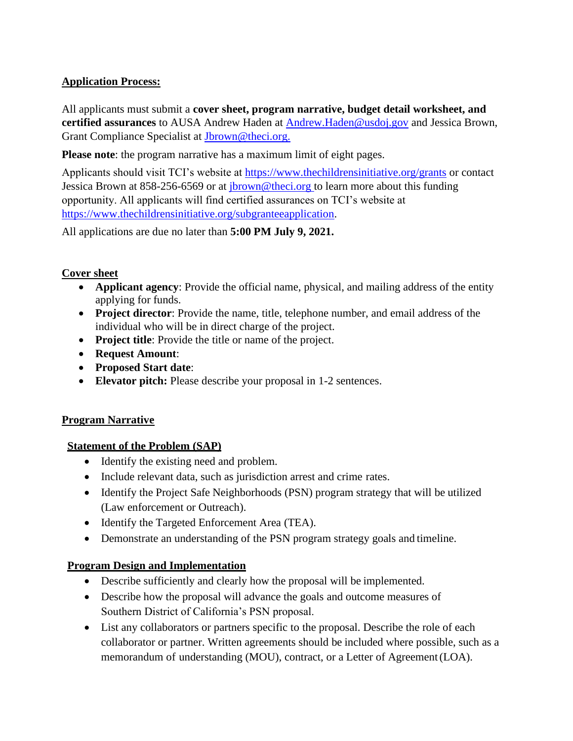## Application Process:

All applicants must submit a **cover sheet, program narrative, budget detail worksheet, and certified assurances** to AUSA Andrew Haden at Andrew.Haden@usdoj.gov and Jessica Brown, Grant Compliance Specialist at Jbrown@theci.org.

**Please note**: the program narrative has a maximum limit of eight pages.

Applicants should visit TCI's website at https://www.thechildrensinitiative.org/grants or contact Jessica Brown at 858-256-6569 or at jbrown@theci.org to learn more about this funding opportunity. All applicants will find certified assurances on TCI's website at https://www.thechildrensinitiative.org/subgranteeapplication.

All applications are due no later than **5:00 PM July 9, 2021.**

## Cover sheet

- **Applicant agency**: Provide the official name, physical, and mailing address of the entity applying for funds.
- **Project director**: Provide the name, title, telephone number, and email address of the individual who will be in direct charge of the project.
- **Project title**: Provide the title or name of the project.
- **Request Amount**:
- **Proposed Start date**:
- **Elevator pitch:** Please describe your proposal in 1-2 sentences.

## Program Narrative

### Statement of the Problem (SAP)

- Identify the existing need and problem.
- Include relevant data, such as jurisdiction arrest and crime rates.
- Identify the Project Safe Neighborhoods (PSN) program strategy that will be utilized (Law enforcement or Outreach).
- Identify the Targeted Enforcement Area (TEA).
- Demonstrate an understanding of the PSN program strategy goals and timeline.

### Program Design and Implementation

- Describe sufficiently and clearly how the proposal will be implemented.
- Describe how the proposal will advance the goals and outcome measures of Southern District of California's PSN proposal.
- List any collaborators or partners specific to the proposal. Describe the role of each collaborator or partner. Written agreements should be included where possible, such as a memorandum of understanding (MOU), contract, or a Letter of Agreement (LOA).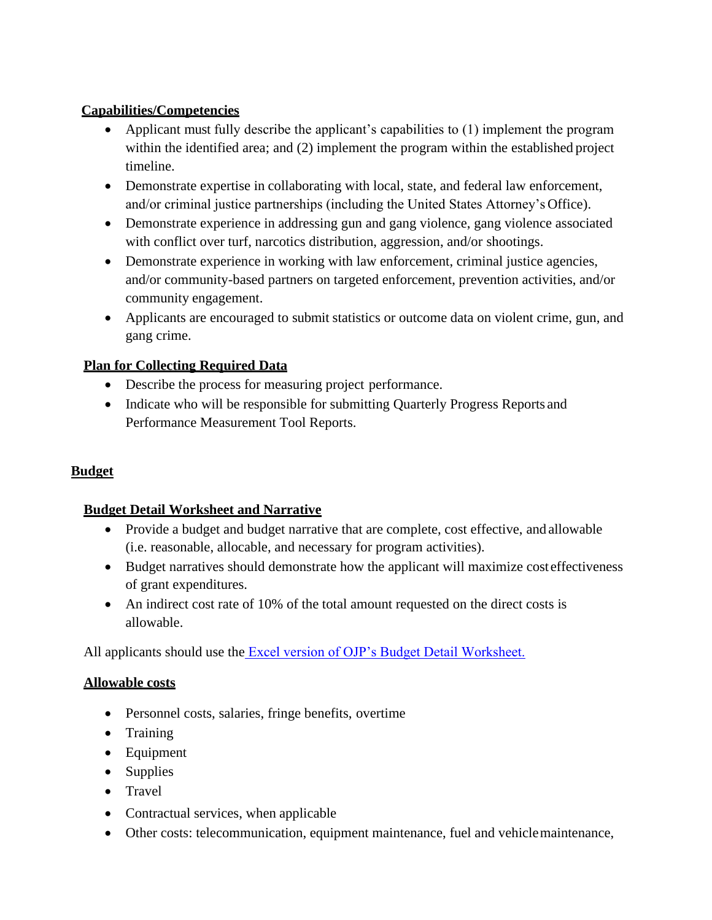**Capabilities/Competencies**

- Applicant must fully describe the applicant's capabilities to (1) implement the program within the identified area; and (2) implement the program within the established project timeline.
- Demonstrate expertise in collaborating with local, state, and federal law enforcement, and/or criminal justice partnerships (including the United States Attorney's Office).
- Demonstrate experience in addressing gun and gang violence, gang violence associated with conflict over turf, narcotics distribution, aggression, and/or shootings.
- Demonstrate experience in working with law enforcement, criminal justice agencies, and/or community-based partners on targeted enforcement, prevention activities, and/or community engagement.
- Applicants are encouraged to submit statistics or outcome data on violent crime, gun, and gang crime.

**Plan for Collecting Required Data**

- Describe the process for measuring project performance.
- Indicate who will be responsible for submitting Quarterly Progress Reports and Performance Measurement Tool Reports.

## Budget

**Budget Detail Worksheet and Narrative**

- Provide a budget and budget narrative that are complete, cost effective, and allowable (i.e. reasonable, allocable, and necessary for program activities).
- Budget narratives should demonstrate how the applicant will maximize cost effectiveness of grant expenditures.
- An indirect cost rate of 10% of the total amount requested on the direct costs is allowable.

All applicants should use the Excel version of OJP's Budget Detail Worksheet.

**Allowable costs**

- Personnel costs, salaries, fringe benefits, overtime
- Training
- Equipment
- Supplies
- Travel
- Contractual services, when applicable
- Other costs: telecommunication, equipment maintenance, fuel and vehicle maintenance,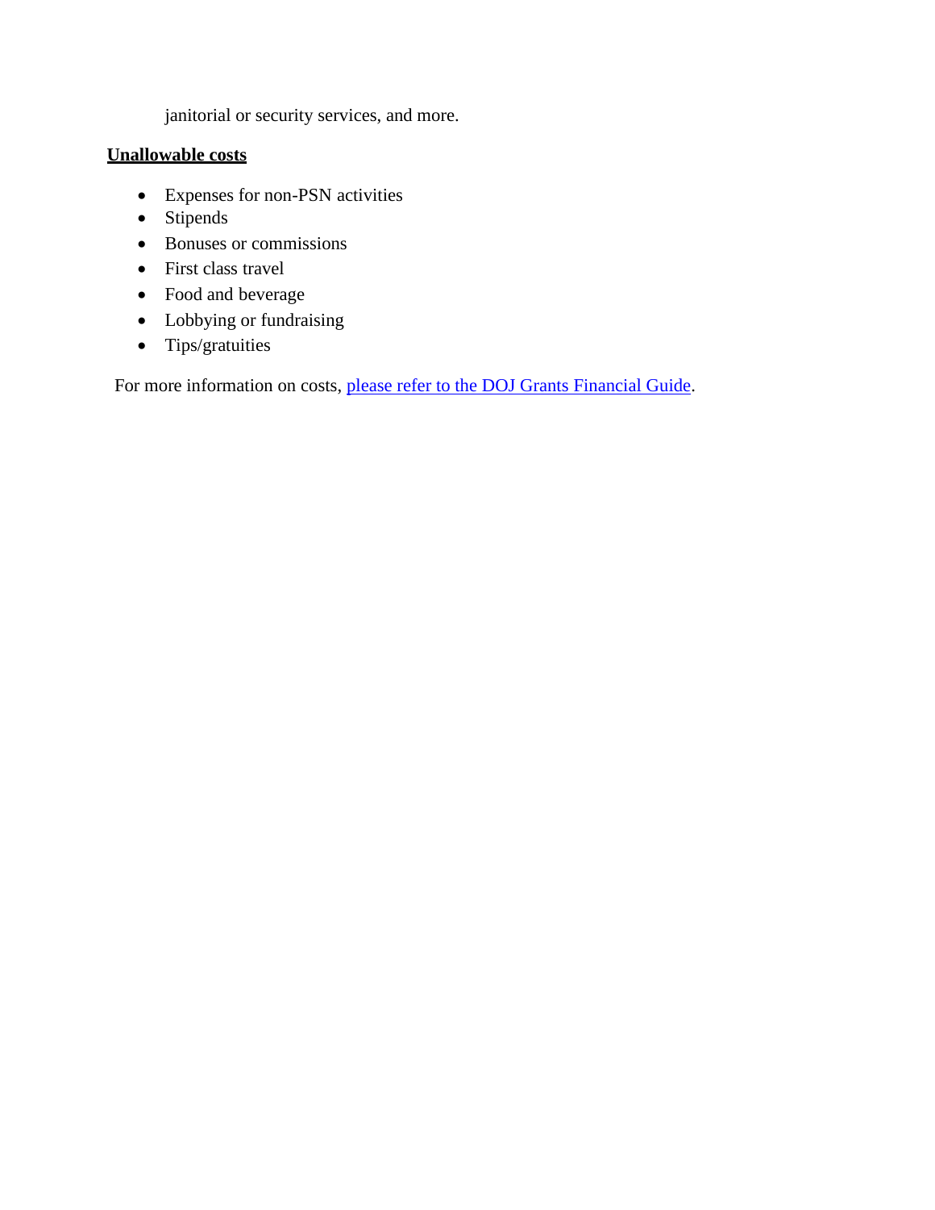janitorial or security services, and more.

**Unallowable costs**

- Expenses for non-PSN activities
- Stipends
- Bonuses or commissions
- First class travel
- Food and beverage
- Lobbying or fundraising
- Tips/gratuities

For more information on costs, please refer to the DOJ Grants Financial Guide.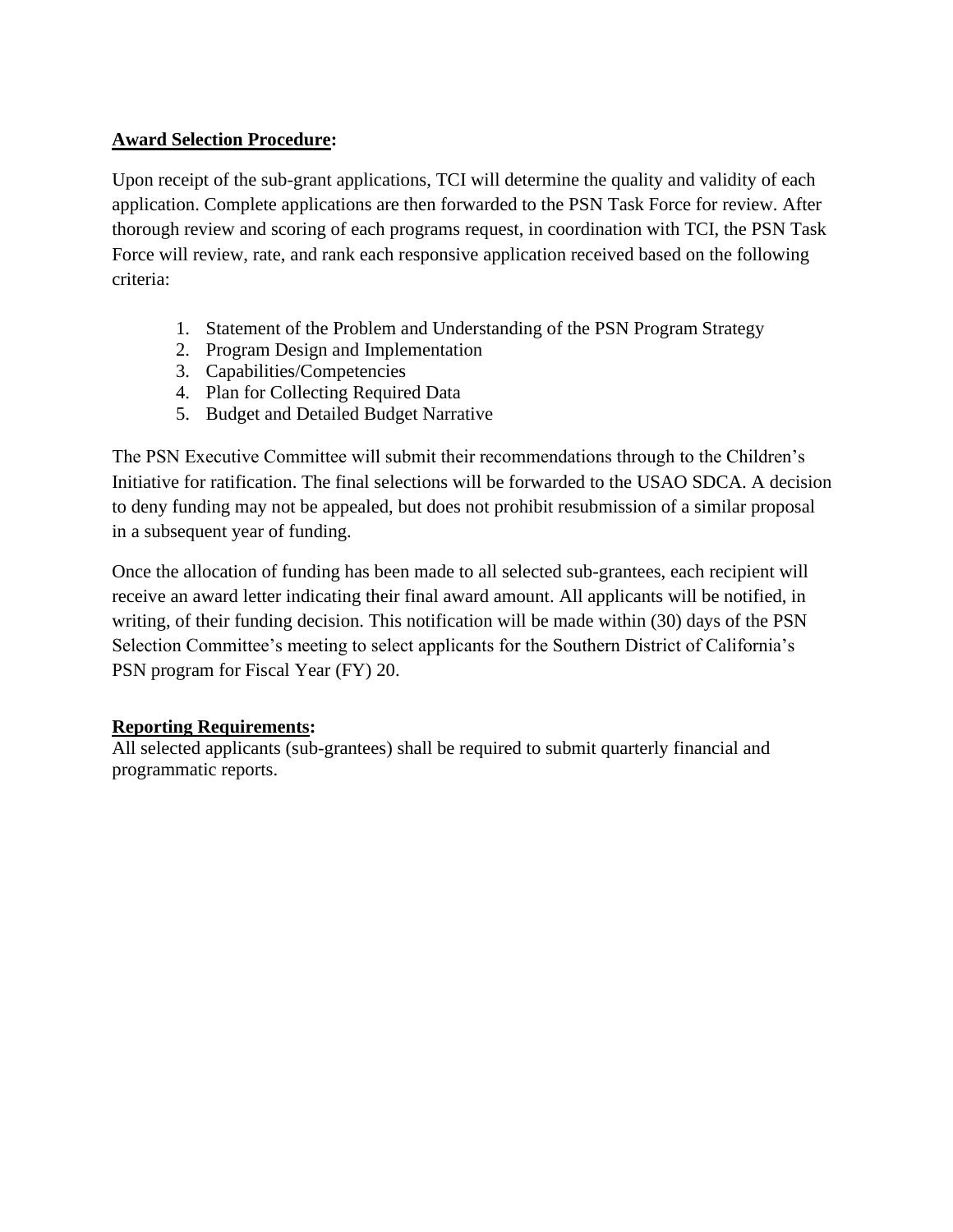**Award Selection Procedure:**

Upon receipt of the sub-grant applications, TCI will determine the quality and validity of each application. Complete applications are then forwarded to the PSN Task Force for review. After thorough review and scoring of each programs request, in coordination with TCI, the PSN Task Force will review, rate, and rank each responsive application received based on the following criteria:

1. Statement of the Problem and Understanding of the PSN Program Strategy
2. Program Design and Implementation
3. Capabilities/Competencies
4. Plan for Collecting Required Data
5. Budget and Detailed Budget Narrative

The PSN Executive Committee will submit their recommendations through to the Children's Initiative for ratification. The final selections will be forwarded to the USAO SDCA. A decision to deny funding may not be appealed, but does not prohibit resubmission of a similar proposal in a subsequent year of funding.

Once the allocation of funding has been made to all selected sub-grantees, each recipient will receive an award letter indicating their final award amount. All applicants will be notified, in writing, of their funding decision. This notification will be made within (30) days of the PSN Selection Committee's meeting to select applicants for the Southern District of California's PSN program for Fiscal Year (FY) 20.

**Reporting Requirements:**

All selected applicants (sub-grantees) shall be required to submit quarterly financial and programmatic reports.